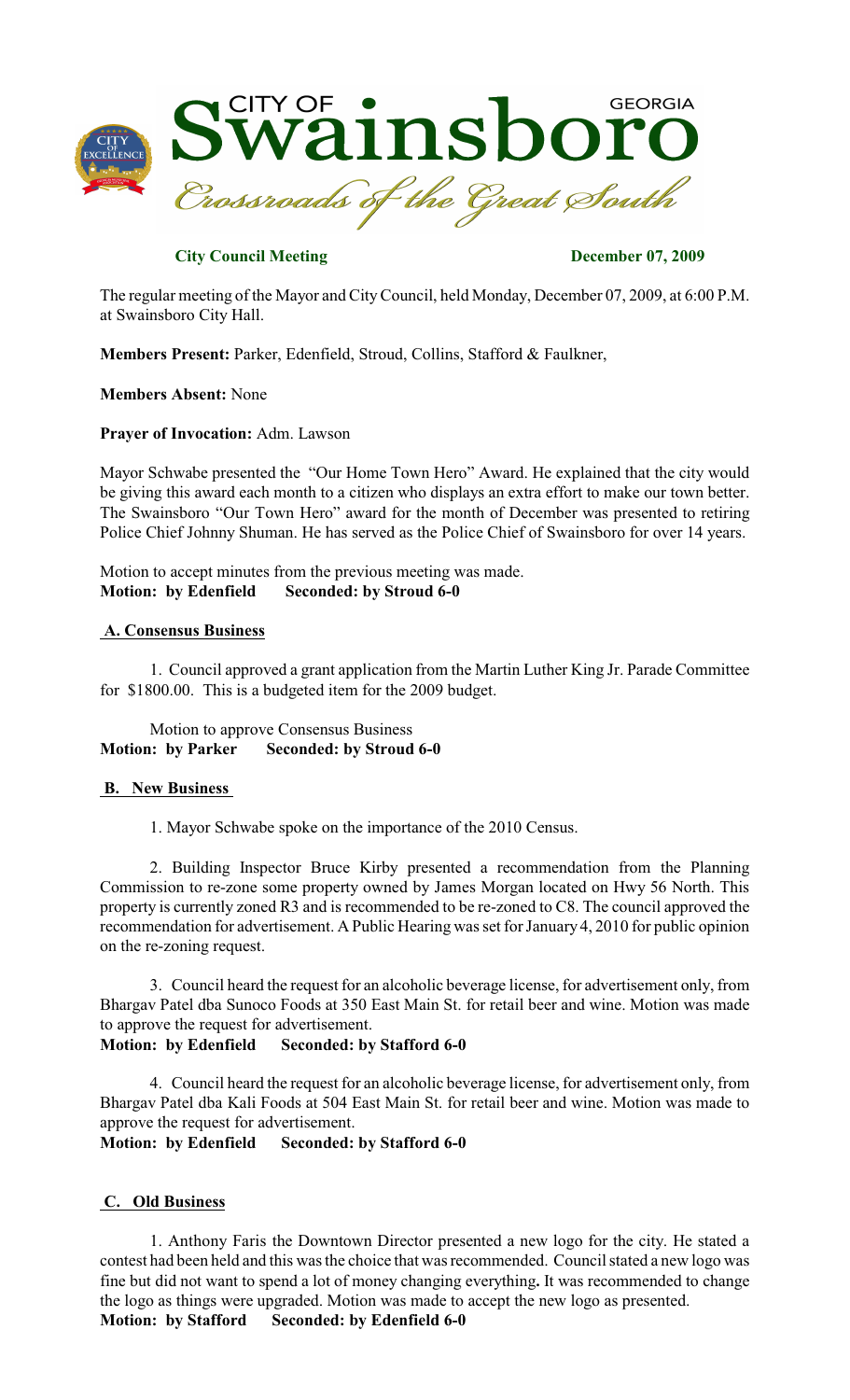# CITY OF Swainsboro GEORGIA

*Crossroads of the Great South*

**City Council Meeting** **December 07, 2009**

The regular meeting of the Mayor and City Council, held Monday, December 07, 2009, at 6:00 P.M. at Swainsboro City Hall.

**Members Present:** Parker, Edenfield, Stroud, Collins, Stafford & Faulkner,

**Members Absent:** None

**Prayer of Invocation:** Adm. Lawson

Mayor Schwabe presented the "Our Home Town Hero" Award. He explained that the city would be giving this award each month to a citizen who displays an extra effort to make our town better. The Swainsboro "Our Town Hero" award for the month of December was presented to retiring Police Chief Johnny Shuman. He has served as the Police Chief of Swainsboro for over 14 years.

Motion to accept minutes from the previous meeting was made.
**Motion: by Edenfield Seconded: by Stroud 6-0**

## A. Consensus Business

1. Council approved a grant application from the Martin Luther King Jr. Parade Committee for $1800.00. This is a budgeted item for the 2009 budget.

Motion to approve Consensus Business
**Motion: by Parker Seconded: by Stroud 6-0**

## B. New Business

1. Mayor Schwabe spoke on the importance of the 2010 Census.

2. Building Inspector Bruce Kirby presented a recommendation from the Planning Commission to re-zone some property owned by James Morgan located on Hwy 56 North. This property is currently zoned R3 and is recommended to be re-zoned to C8. The council approved the recommendation for advertisement. A Public Hearing was set for January 4, 2010 for public opinion on the re-zoning request.

3. Council heard the request for an alcoholic beverage license, for advertisement only, from Bhargav Patel dba Sunoco Foods at 350 East Main St. for retail beer and wine. Motion was made to approve the request for advertisement.
**Motion: by Edenfield Seconded: by Stafford 6-0**

4. Council heard the request for an alcoholic beverage license, for advertisement only, from Bhargav Patel dba Kali Foods at 504 East Main St. for retail beer and wine. Motion was made to approve the request for advertisement.
**Motion: by Edenfield Seconded: by Stafford 6-0**

## C. Old Business

1. Anthony Faris the Downtown Director presented a new logo for the city. He stated a contest had been held and this was the choice that was recommended. Council stated a new logo was fine but did not want to spend a lot of money changing everything**.** It was recommended to change the logo as things were upgraded. Motion was made to accept the new logo as presented.
**Motion: by Stafford Seconded: by Edenfield 6-0**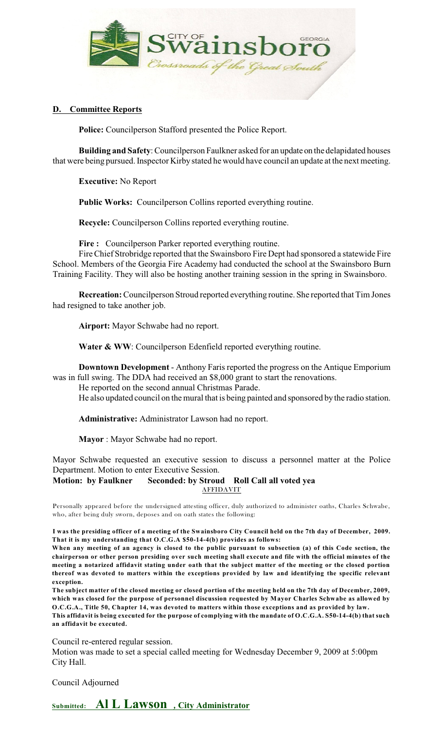## D. Committee Reports

**Police:** Councilperson Stafford presented the Police Report.

**Building and Safety**: Councilperson Faulkner asked for an update on the delapidated houses that were being pursued. Inspector Kirby stated he would have council an update at the next meeting.

**Executive:** No Report

**Public Works:** Councilperson Collins reported everything routine.

**Recycle:** Councilperson Collins reported everything routine.

**Fire :** Councilperson Parker reported everything routine.

Fire Chief Strobridge reported that the Swainsboro Fire Dept had sponsored a statewide Fire School. Members of the Georgia Fire Academy had conducted the school at the Swainsboro Burn Training Facility. They will also be hosting another training session in the spring in Swainsboro.

**Recreation:** Councilperson Stroud reported everything routine. She reported that Tim Jones had resigned to take another job.

**Airport:** Mayor Schwabe had no report.

**Water & WW**: Councilperson Edenfield reported everything routine.

**Downtown Development** - Anthony Faris reported the progress on the Antique Emporium was in full swing. The DDA had received an $8,000 grant to start the renovations.

He reported on the second annual Christmas Parade.

He also updated council on the mural that is being painted and sponsored by the radio station.

**Administrative:** Administrator Lawson had no report.

**Mayor** : Mayor Schwabe had no report.

Mayor Schwabe requested an executive session to discuss a personnel matter at the Police Department. Motion to enter Executive Session.

**Motion: by Faulkner Seconded: by Stroud Roll Call all voted yea**

AFFIDAVIT

Personally appeared before the undersigned attesting officer, duly authorized to administer oaths, Charles Schwabe, who, after being duly sworn, deposes and on oath states the following:

**I was the presiding officer of a meeting of the Swainsboro City Council held on the 7th day of December, 2009. That it is my understanding that O.C.G.A $50-14-4(b) provides as follows:**

**When any meeting of an agency is closed to the public pursuant to subsection (a) of this Code section, the chairperson or other person presiding over such meeting shall execute and file with the official minutes of the meeting a notarized affidavit stating under oath that the subject matter of the meeting or the closed portion thereof was devoted to matters within the exceptions provided by law and identifying the specific relevant exception.**

**The subject matter of the closed meeting or closed portion of the meeting held on the 7th day of December, 2009, which was closed for the purpose of personnel discussion requested by Mayor Charles Schwabe as allowed by O.C.G.A., Title 50, Chapter 14, was devoted to matters within those exceptions and as provided by law.**

**This affidavit is being executed for the purpose of complying with the mandate of O.C.G.A. S50-14-4(b) that such an affidavit be executed.**

Council re-entered regular session.

Motion was made to set a special called meeting for Wednesday December 9, 2009 at 5:00pm City Hall.

Council Adjourned

**Submitted: Al L Lawson , City Administrator**